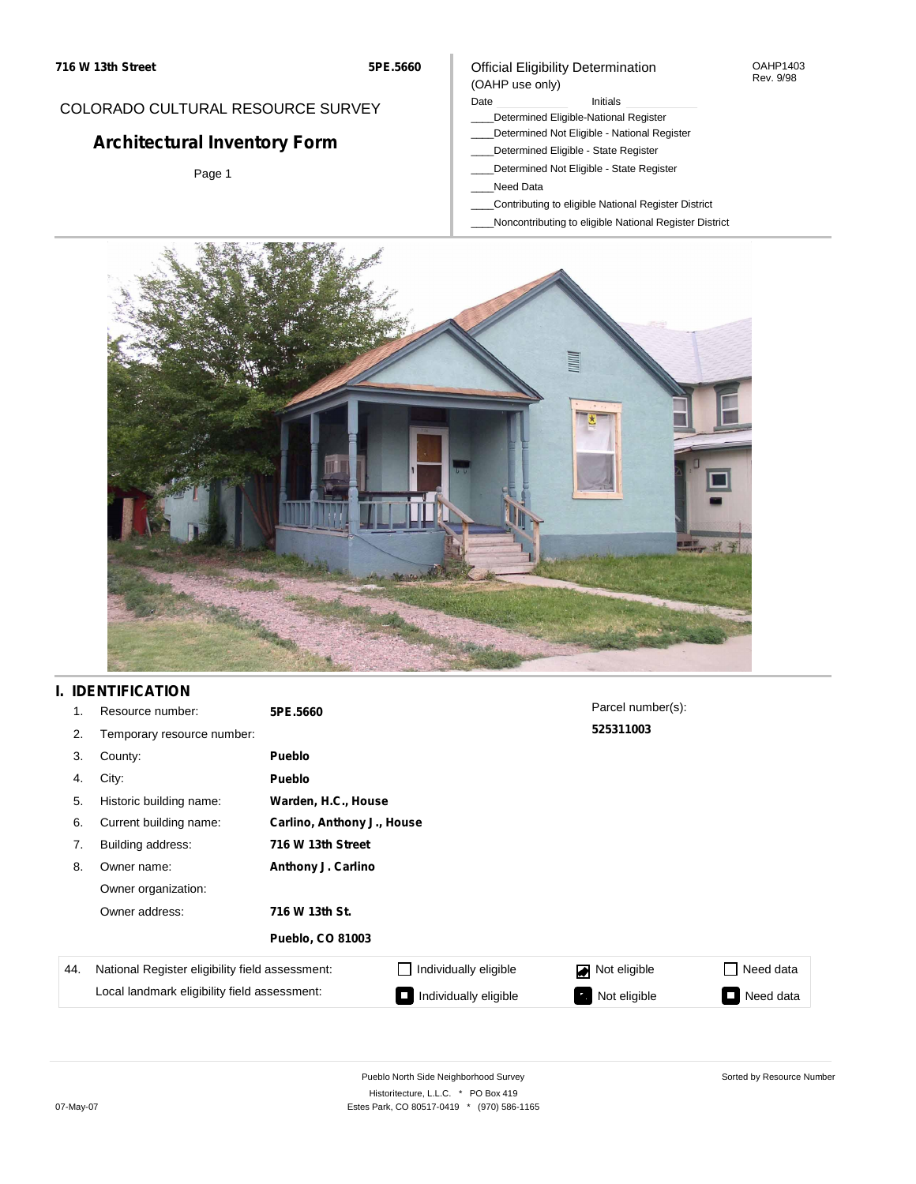**716 W 13th Street** **5PE.5660**

COLORADO CULTURAL RESOURCE SURVEY

# Architectural Inventory Form

Page 1

Official Eligibility Determination
(OAHP use only)

OAHP1403
Rev. 9/98

Date ______ Initials ______

____Determined Eligible-National Register
____Determined Not Eligible - National Register
____Determined Eligible - State Register
____Determined Not Eligible - State Register
____Need Data
____Contributing to eligible National Register District
____Noncontributing to eligible National Register District

## I. IDENTIFICATION

1. Resource number: **5PE.5660**
2. Temporary resource number:
3. County: **Pueblo**
4. City: **Pueblo**
5. Historic building name: **Warden, H.C., House**
6. Current building name: **Carlino, Anthony J., House**
7. Building address: **716 W 13th Street**
8. Owner name: **Anthony J. Carlino**

   Owner organization:

   Owner address: **716 W 13th St.**

   **Pueblo, CO 81003**

Parcel number(s):
**525311003**

| 44. | National Register eligibility field assessment: | ☐ Individually eligible | ☑ Not eligible | ☐ Need data |
|---|---|---|---|---|
| | Local landmark eligibility field assessment: | ☐ Individually eligible | ☐ Not eligible | ☐ Need data |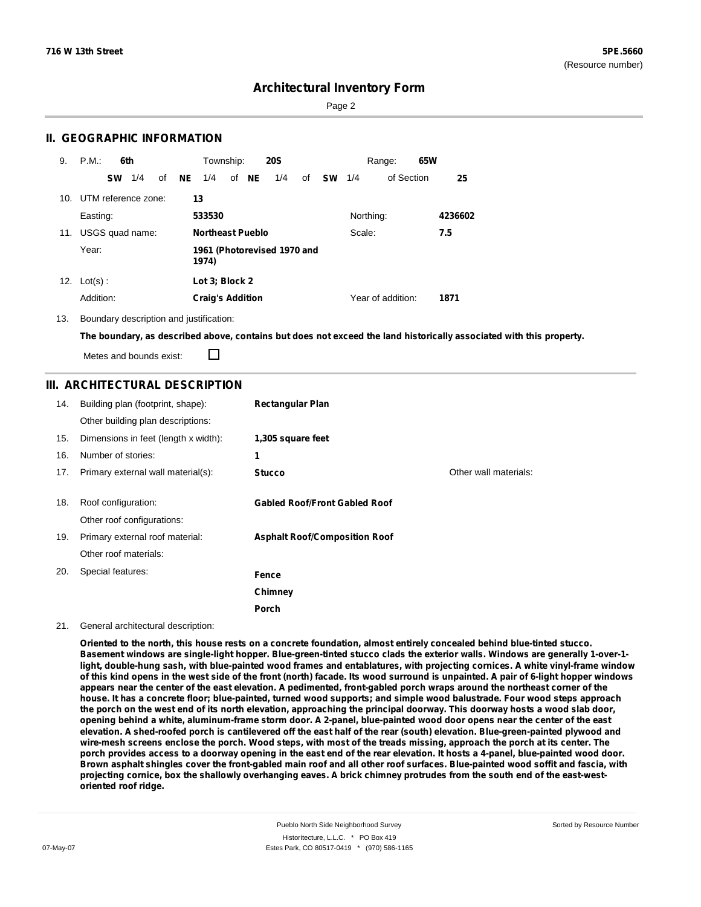# Architectural Inventory Form

## II. GEOGRAPHIC INFORMATION

9. P.M.: **6th** Township: **20S** Range: **65W**

**SW** 1/4 of **NE** 1/4 of **NE** 1/4 of **SW** 1/4 of Section **25**

10. UTM reference zone: **13**

Easting: **533530** Northing: **4236602**

11. USGS quad name: **Northeast Pueblo** Scale: **7.5**

Year: **1961 (Photorevised 1970 and 1974)**

12. Lot(s) : **Lot 3; Block 2**

Addition: **Craig's Addition** Year of addition: **1871**

13. Boundary description and justification:

**The boundary, as described above, contains but does not exceed the land historically associated with this property.**

Metes and bounds exist: ☐

## III. ARCHITECTURAL DESCRIPTION

| | | | |
|---|---|---|---|
| 14. | Building plan (footprint, shape): | **Rectangular Plan** | |
| | Other building plan descriptions: | | |
| 15. | Dimensions in feet (length x width): | **1,305 square feet** | |
| 16. | Number of stories: | **1** | |
| 17. | Primary external wall material(s): | **Stucco** | Other wall materials: |
| 18. | Roof configuration: | **Gabled Roof/Front Gabled Roof** | |
| | Other roof configurations: | | |
| 19. | Primary external roof material: | **Asphalt Roof/Composition Roof** | |
| | Other roof materials: | | |
| 20. | Special features: | **Fence**<br>**Chimney**<br>**Porch** | |

21. General architectural description:

**Oriented to the north, this house rests on a concrete foundation, almost entirely concealed behind blue-tinted stucco. Basement windows are single-light hopper. Blue-green-tinted stucco clads the exterior walls. Windows are generally 1-over-1-light, double-hung sash, with blue-painted wood frames and entablatures, with projecting cornices. A white vinyl-frame window of this kind opens in the west side of the front (north) facade. Its wood surround is unpainted. A pair of 6-light hopper windows appears near the center of the east elevation. A pedimented, front-gabled porch wraps around the northeast corner of the house. It has a concrete floor; blue-painted, turned wood supports; and simple wood balustrade. Four wood steps approach the porch on the west end of its north elevation, approaching the principal doorway. This doorway hosts a wood slab door, opening behind a white, aluminum-frame storm door. A 2-panel, blue-painted wood door opens near the center of the east elevation. A shed-roofed porch is cantilevered off the east half of the rear (south) elevation. Blue-green-painted plywood and wire-mesh screens enclose the porch. Wood steps, with most of the treads missing, approach the porch at its center. The porch provides access to a doorway opening in the east end of the rear elevation. It hosts a 4-panel, blue-painted wood door. Brown asphalt shingles cover the front-gabled main roof and all other roof surfaces. Blue-painted wood soffit and fascia, with projecting cornice, box the shallowly overhanging eaves. A brick chimney protrudes from the south end of the east-west-oriented roof ridge.**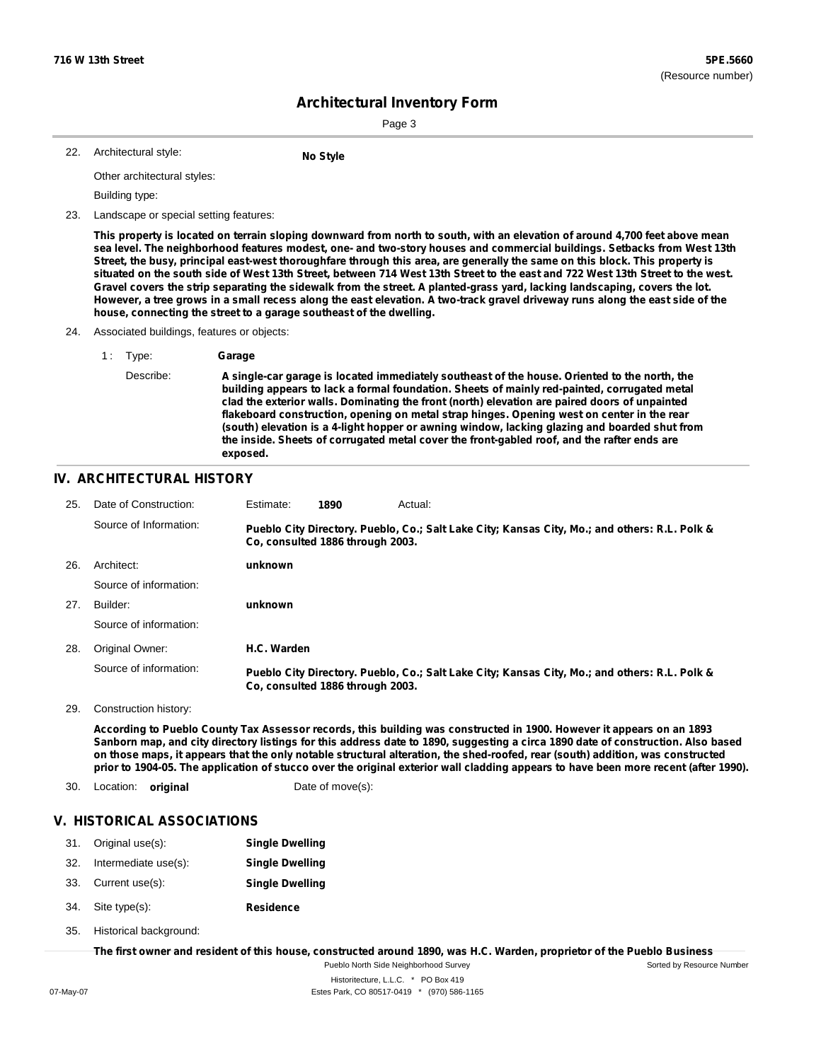## Architectural Inventory Form

22. Architectural style: **No Style**

    Other architectural styles:

    Building type:

23. Landscape or special setting features:

    **This property is located on terrain sloping downward from north to south, with an elevation of around 4,700 feet above mean sea level. The neighborhood features modest, one- and two-story houses and commercial buildings. Setbacks from West 13th Street, the busy, principal east-west thoroughfare through this area, are generally the same on this block. This property is situated on the south side of West 13th Street, between 714 West 13th Street to the east and 722 West 13th Street to the west. Gravel covers the strip separating the sidewalk from the street. A planted-grass yard, lacking landscaping, covers the lot. However, a tree grows in a small recess along the east elevation. A two-track gravel driveway runs along the east side of the house, connecting the street to a garage southeast of the dwelling.**

24. Associated buildings, features or objects:

    1 : Type: **Garage**

    Describe: **A single-car garage is located immediately southeast of the house. Oriented to the north, the building appears to lack a formal foundation. Sheets of mainly red-painted, corrugated metal clad the exterior walls. Dominating the front (north) elevation are paired doors of unpainted flakeboard construction, opening on metal strap hinges. Opening west on center in the rear (south) elevation is a 4-light hopper or awning window, lacking glazing and boarded shut from the inside. Sheets of corrugated metal cover the front-gabled roof, and the rafter ends are exposed.**

## IV. ARCHITECTURAL HISTORY

25. Date of Construction: Estimate: **1890** Actual:

    Source of Information: **Pueblo City Directory. Pueblo, Co.; Salt Lake City; Kansas City, Mo.; and others: R.L. Polk & Co, consulted 1886 through 2003.**

26. Architect: **unknown**

    Source of information:

27. Builder: **unknown**

    Source of information:

28. Original Owner: **H.C. Warden**

    Source of information: **Pueblo City Directory. Pueblo, Co.; Salt Lake City; Kansas City, Mo.; and others: R.L. Polk & Co, consulted 1886 through 2003.**

29. Construction history:

    **According to Pueblo County Tax Assessor records, this building was constructed in 1900. However it appears on an 1893 Sanborn map, and city directory listings for this address date to 1890, suggesting a circa 1890 date of construction. Also based on those maps, it appears that the only notable structural alteration, the shed-roofed, rear (south) addition, was constructed prior to 1904-05. The application of stucco over the original exterior wall cladding appears to have been more recent (after 1990).**

30. Location: **original** Date of move(s):

## V. HISTORICAL ASSOCIATIONS

31. Original use(s): **Single Dwelling**
32. Intermediate use(s): **Single Dwelling**
33. Current use(s): **Single Dwelling**
34. Site type(s): **Residence**
35. Historical background:

    **The first owner and resident of this house, constructed around 1890, was H.C. Warden, proprietor of the Pueblo Business**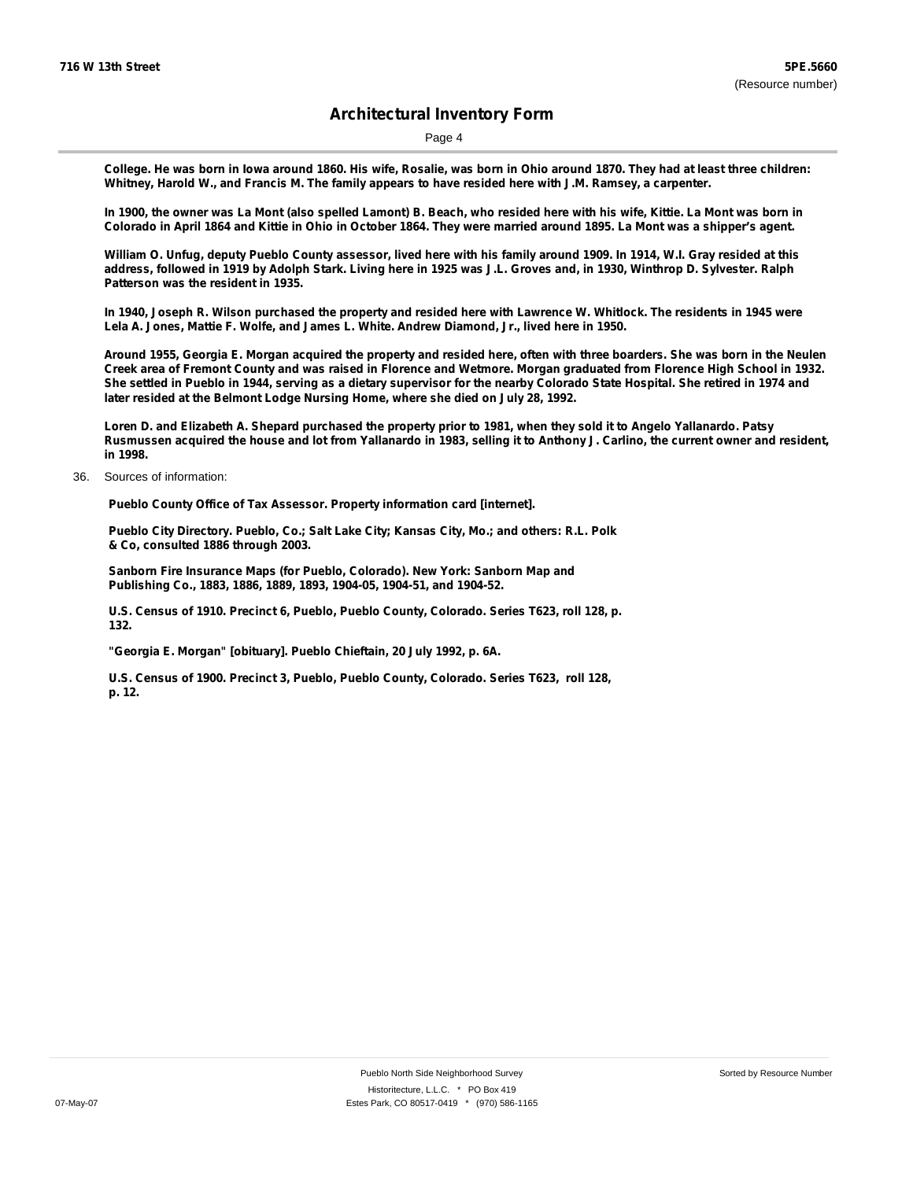College. He was born in Iowa around 1860. His wife, Rosalie, was born in Ohio around 1870. They had at least three children: Whitney, Harold W., and Francis M. The family appears to have resided here with J.M. Ramsey, a carpenter.

In 1900, the owner was La Mont (also spelled Lamont) B. Beach, who resided here with his wife, Kittie. La Mont was born in Colorado in April 1864 and Kittie in Ohio in October 1864. They were married around 1895. La Mont was a shipper's agent.

William O. Unfug, deputy Pueblo County assessor, lived here with his family around 1909. In 1914, W.I. Gray resided at this address, followed in 1919 by Adolph Stark. Living here in 1925 was J.L. Groves and, in 1930, Winthrop D. Sylvester. Ralph Patterson was the resident in 1935.

In 1940, Joseph R. Wilson purchased the property and resided here with Lawrence W. Whitlock. The residents in 1945 were Lela A. Jones, Mattie F. Wolfe, and James L. White. Andrew Diamond, Jr., lived here in 1950.

Around 1955, Georgia E. Morgan acquired the property and resided here, often with three boarders. She was born in the Neulen Creek area of Fremont County and was raised in Florence and Wetmore. Morgan graduated from Florence High School in 1932. She settled in Pueblo in 1944, serving as a dietary supervisor for the nearby Colorado State Hospital. She retired in 1974 and later resided at the Belmont Lodge Nursing Home, where she died on July 28, 1992.

Loren D. and Elizabeth A. Shepard purchased the property prior to 1981, when they sold it to Angelo Yallanardo. Patsy Rusmussen acquired the house and lot from Yallanardo in 1983, selling it to Anthony J. Carlino, the current owner and resident, in 1998.

36. Sources of information:

Pueblo County Office of Tax Assessor. Property information card [internet].

Pueblo City Directory. Pueblo, Co.; Salt Lake City; Kansas City, Mo.; and others: R.L. Polk & Co, consulted 1886 through 2003.

Sanborn Fire Insurance Maps (for Pueblo, Colorado). New York: Sanborn Map and Publishing Co., 1883, 1886, 1889, 1893, 1904-05, 1904-51, and 1904-52.

U.S. Census of 1910. Precinct 6, Pueblo, Pueblo County, Colorado. Series T623, roll 128, p. 132.

"Georgia E. Morgan" [obituary]. Pueblo Chieftain, 20 July 1992, p. 6A.

U.S. Census of 1900. Precinct 3, Pueblo, Pueblo County, Colorado. Series T623, roll 128, p. 12.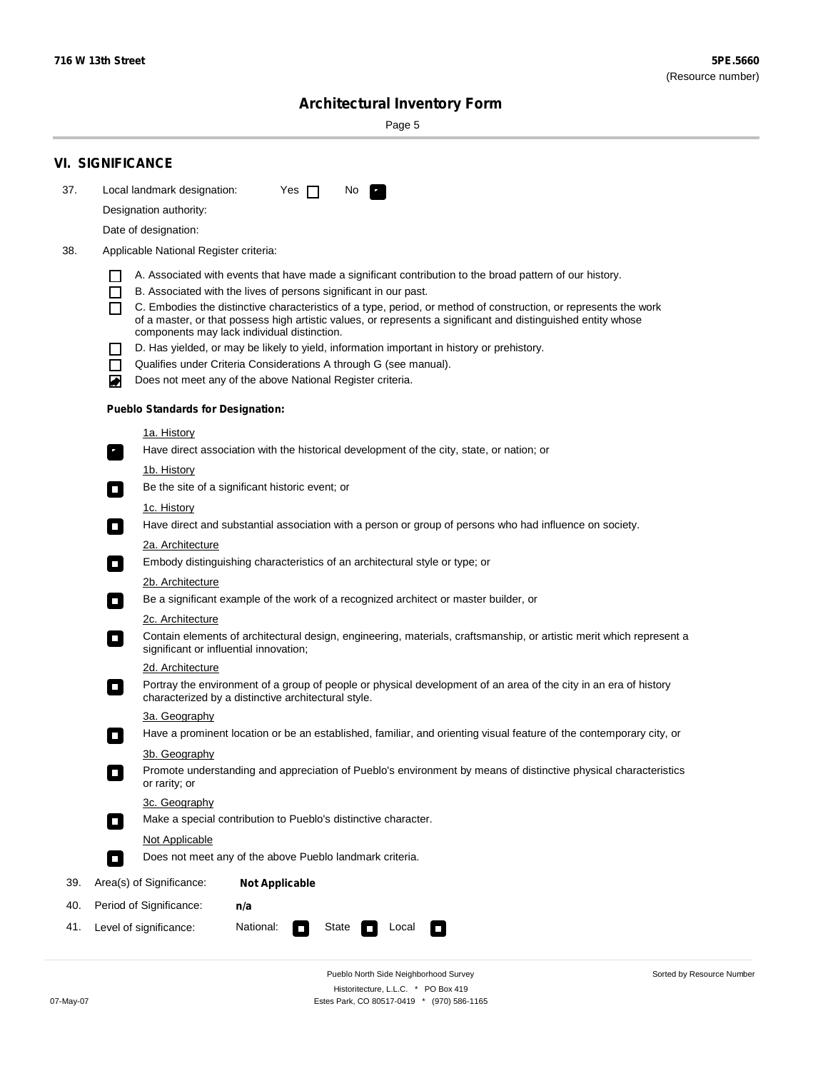716 W 13th Street

**5PE.5660**
(Resource number)

## Architectural Inventory Form

## VI. SIGNIFICANCE

37. Local landmark designation: Yes ☐ No ☑

Designation authority:

Date of designation:

38. Applicable National Register criteria:

☐ A. Associated with events that have made a significant contribution to the broad pattern of our history.
☐ B. Associated with the lives of persons significant in our past.
☐ C. Embodies the distinctive characteristics of a type, period, or method of construction, or represents the work of a master, or that possess high artistic values, or represents a significant and distinguished entity whose components may lack individual distinction.
☐ D. Has yielded, or may be likely to yield, information important in history or prehistory.
☐ Qualifies under Criteria Considerations A through G (see manual).
☑ Does not meet any of the above National Register criteria.

**Pueblo Standards for Designation:**

1a. History
☑ Have direct association with the historical development of the city, state, or nation; or

1b. History
☐ Be the site of a significant historic event; or

1c. History
☐ Have direct and substantial association with a person or group of persons who had influence on society.

2a. Architecture
☐ Embody distinguishing characteristics of an architectural style or type; or

2b. Architecture
☐ Be a significant example of the work of a recognized architect or master builder, or

2c. Architecture
☐ Contain elements of architectural design, engineering, materials, craftsmanship, or artistic merit which represent a significant or influential innovation;

2d. Architecture
☐ Portray the environment of a group of people or physical development of an area of the city in an era of history characterized by a distinctive architectural style.

3a. Geography
☐ Have a prominent location or be an established, familiar, and orienting visual feature of the contemporary city, or

3b. Geography
☐ Promote understanding and appreciation of Pueblo's environment by means of distinctive physical characteristics or rarity; or

3c. Geography
☐ Make a special contribution to Pueblo's distinctive character.

Not Applicable
☐ Does not meet any of the above Pueblo landmark criteria.

39. Area(s) of Significance: **Not Applicable**

40. Period of Significance: **n/a**

41. Level of significance: National: ☐ State ☐ Local ☐

Pueblo North Side Neighborhood Survey
Historitecture, L.L.C. * PO Box 419
Estes Park, CO 80517-0419 * (970) 586-1165

07-May-07

Sorted by Resource Number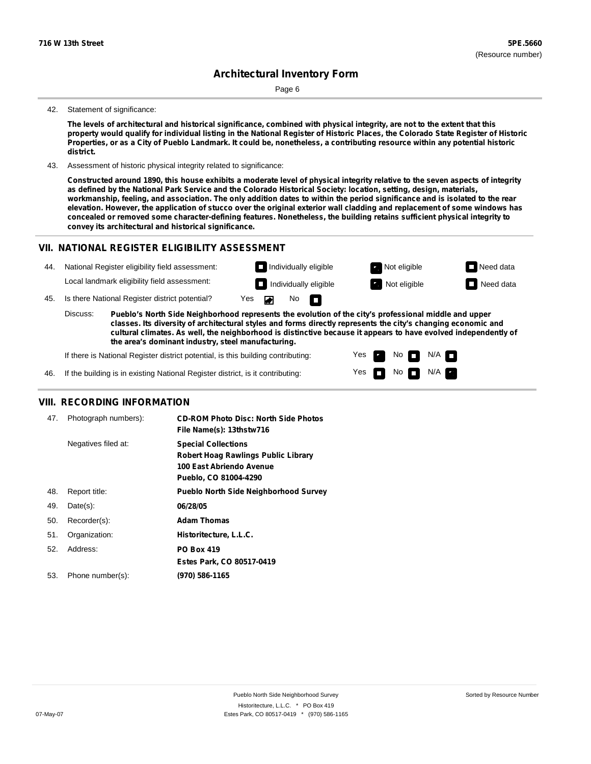42. Statement of significance:

**The levels of architectural and historical significance, combined with physical integrity, are not to the extent that this property would qualify for individual listing in the National Register of Historic Places, the Colorado State Register of Historic Properties, or as a City of Pueblo Landmark. It could be, nonetheless, a contributing resource within any potential historic district.**

43. Assessment of historic physical integrity related to significance:

**Constructed around 1890, this house exhibits a moderate level of physical integrity relative to the seven aspects of integrity as defined by the National Park Service and the Colorado Historical Society: location, setting, design, materials, workmanship, feeling, and association. The only addition dates to within the period significance and is isolated to the rear elevation. However, the application of stucco over the original exterior wall cladding and replacement of some windows has concealed or removed some character-defining features. Nonetheless, the building retains sufficient physical integrity to convey its architectural and historical significance.**

## VII. NATIONAL REGISTER ELIGIBILITY ASSESSMENT

44. National Register eligibility field assessment: ☐ Individually eligible ☑ Not eligible ☐ Need data

Local landmark eligibility field assessment: ☐ Individually eligible ☑ Not eligible ☐ Need data

45. Is there National Register district potential? Yes ☑ No ☐

Discuss: **Pueblo's North Side Neighborhood represents the evolution of the city's professional middle and upper classes. Its diversity of architectural styles and forms directly represents the city's changing economic and cultural climates. As well, the neighborhood is distinctive because it appears to have evolved independently of the area's dominant industry, steel manufacturing.**

If there is National Register district potential, is this building contributing: Yes ☑ No ☐ N/A ☐

46. If the building is in existing National Register district, is it contributing: Yes ☐ No ☐ N/A ☑

## VIII. RECORDING INFORMATION

47. Photograph numbers): **CD-ROM Photo Disc: North Side Photos**
**File Name(s): 13thstw716**

Negatives filed at: **Special Collections**
**Robert Hoag Rawlings Public Library**
**100 East Abriendo Avenue**
**Pueblo, CO 81004-4290**

48. Report title: **Pueblo North Side Neighborhood Survey**

49. Date(s): **06/28/05**

50. Recorder(s): **Adam Thomas**

51. Organization: **Historitecture, L.L.C.**

52. Address: **PO Box 419**
**Estes Park, CO 80517-0419**

53. Phone number(s): **(970) 586-1165**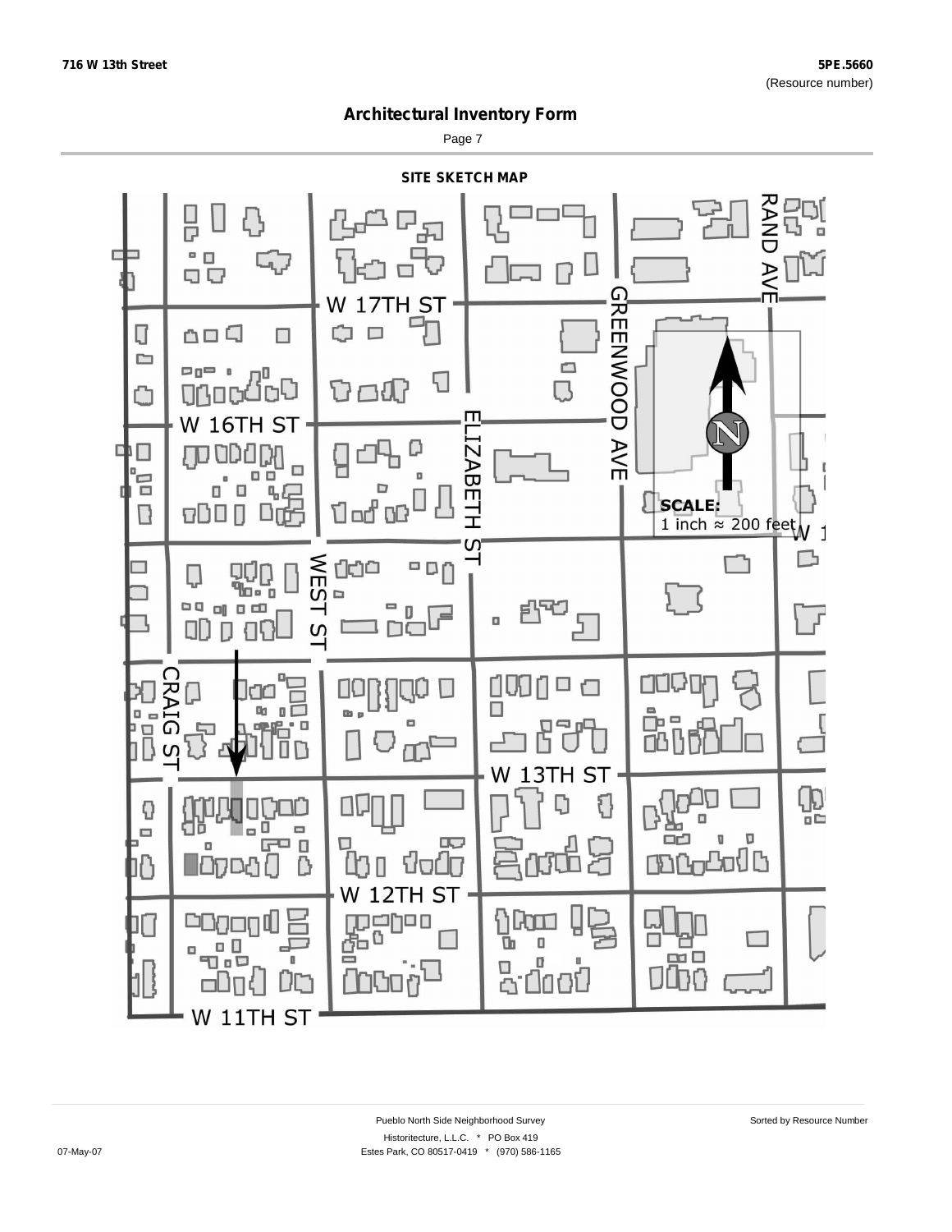716 W 13th Street

5PE.5660
(Resource number)

# Architectural Inventory Form

## SITE SKETCH MAP

W 17TH ST

GREENWOOD AVE

RAND AVE

W 16TH ST

ELIZABETH ST

SCALE:
1 inch ≈ 200 feet

WEST ST

CRAIG ST

W 13TH ST

W 12TH ST

W 11TH ST

Pueblo North Side Neighborhood Survey
Historitecture, L.L.C. * PO Box 419
Estes Park, CO 80517-0419 * (970) 586-1165

Sorted by Resource Number

07-May-07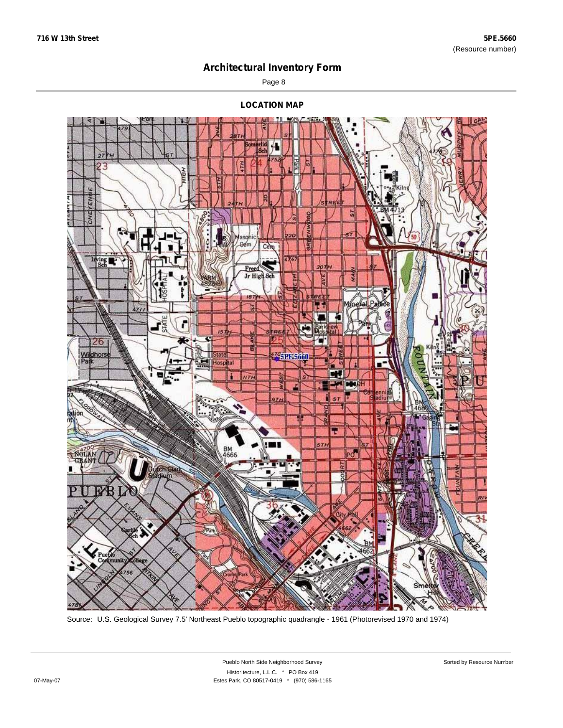## LOCATION MAP

Source: U.S. Geological Survey 7.5' Northeast Pueblo topographic quadrangle - 1961 (Photorevised 1970 and 1974)